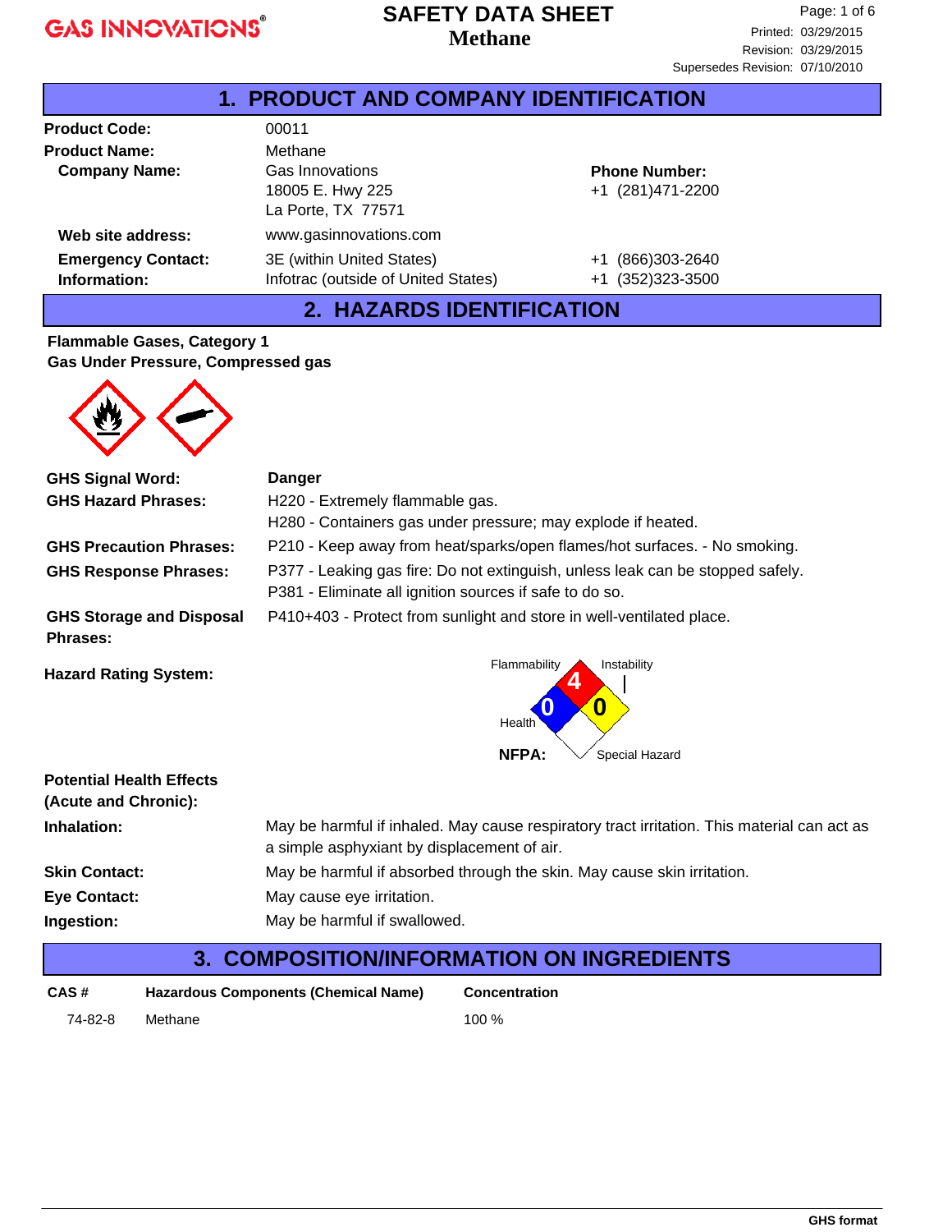**GAS INNOVATIONS®**

# SAFETY DATA SHEET
# Methane

Printed: 03/29/2015
Revision: 03/29/2015
Supersedes Revision: 07/10/2010

## 1. PRODUCT AND COMPANY IDENTIFICATION

**Product Code:** 00011

**Product Name:** Methane

**Company Name:** Gas Innovations
18005 E. Hwy 225
La Porte, TX 77571

**Phone Number:** +1 (281)471-2200

**Web site address:** www.gasinnovations.com

**Emergency Contact Information:**
3E (within United States) +1 (866)303-2640
Infotrac (outside of United States) +1 (352)323-3500

## 2. HAZARDS IDENTIFICATION

**Flammable Gases, Category 1**
**Gas Under Pressure, Compressed gas**

**GHS Signal Word:** **Danger**

**GHS Hazard Phrases:**
H220 - Extremely flammable gas.
H280 - Containers gas under pressure; may explode if heated.

**GHS Precaution Phrases:** P210 - Keep away from heat/sparks/open flames/hot surfaces. - No smoking.

**GHS Response Phrases:**
P377 - Leaking gas fire: Do not extinguish, unless leak can be stopped safely.
P381 - Eliminate all ignition sources if safe to do so.

**GHS Storage and Disposal Phrases:** P410+403 - Protect from sunlight and store in well-ventilated place.

**Hazard Rating System:**

NFPA: Flammability 4, Health 0, Instability 0, Special Hazard

**Potential Health Effects (Acute and Chronic):**

**Inhalation:** May be harmful if inhaled. May cause respiratory tract irritation. This material can act as a simple asphyxiant by displacement of air.

**Skin Contact:** May be harmful if absorbed through the skin. May cause skin irritation.

**Eye Contact:** May cause eye irritation.

**Ingestion:** May be harmful if swallowed.

## 3. COMPOSITION/INFORMATION ON INGREDIENTS

| CAS # | Hazardous Components (Chemical Name) | Concentration |
|---|---|---|
| 74-82-8 | Methane | 100 % |

GHS format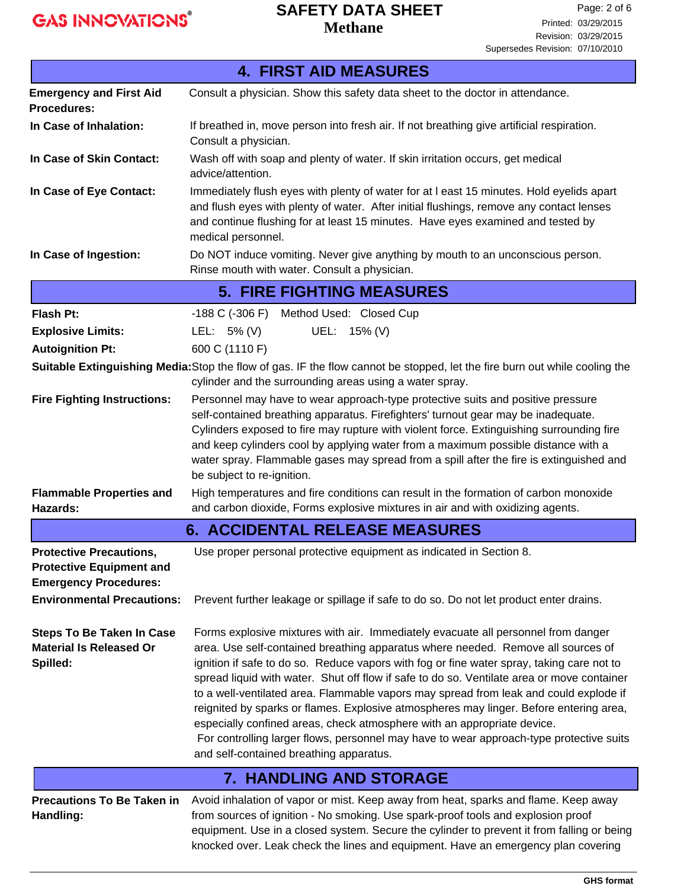## 4. FIRST AID MEASURES

**Emergency and First Aid Procedures:** Consult a physician. Show this safety data sheet to the doctor in attendance.

**In Case of Inhalation:** If breathed in, move person into fresh air. If not breathing give artificial respiration. Consult a physician.

**In Case of Skin Contact:** Wash off with soap and plenty of water. If skin irritation occurs, get medical advice/attention.

**In Case of Eye Contact:** Immediately flush eyes with plenty of water for at l east 15 minutes. Hold eyelids apart and flush eyes with plenty of water. After initial flushings, remove any contact lenses and continue flushing for at least 15 minutes. Have eyes examined and tested by medical personnel.

**In Case of Ingestion:** Do NOT induce vomiting. Never give anything by mouth to an unconscious person. Rinse mouth with water. Consult a physician.

## 5. FIRE FIGHTING MEASURES

**Flash Pt:** -188 C (-306 F) Method Used: Closed Cup

**Explosive Limits:** LEL: 5% (V) UEL: 15% (V)

**Autoignition Pt:** 600 C (1110 F)

**Suitable Extinguishing Media:** Stop the flow of gas. IF the flow cannot be stopped, let the fire burn out while cooling the cylinder and the surrounding areas using a water spray.

**Fire Fighting Instructions:** Personnel may have to wear approach-type protective suits and positive pressure self-contained breathing apparatus. Firefighters' turnout gear may be inadequate. Cylinders exposed to fire may rupture with violent force. Extinguishing surrounding fire and keep cylinders cool by applying water from a maximum possible distance with a water spray. Flammable gases may spread from a spill after the fire is extinguished and be subject to re-ignition.

**Flammable Properties and Hazards:** High temperatures and fire conditions can result in the formation of carbon monoxide and carbon dioxide, Forms explosive mixtures in air and with oxidizing agents.

## 6. ACCIDENTAL RELEASE MEASURES

**Protective Precautions, Protective Equipment and Emergency Procedures:** Use proper personal protective equipment as indicated in Section 8.

**Environmental Precautions:** Prevent further leakage or spillage if safe to do so. Do not let product enter drains.

**Steps To Be Taken In Case Material Is Released Or Spilled:** Forms explosive mixtures with air. Immediately evacuate all personnel from danger area. Use self-contained breathing apparatus where needed. Remove all sources of ignition if safe to do so. Reduce vapors with fog or fine water spray, taking care not to spread liquid with water. Shut off flow if safe to do so. Ventilate area or move container to a well-ventilated area. Flammable vapors may spread from leak and could explode if reignited by sparks or flames. Explosive atmospheres may linger. Before entering area, especially confined areas, check atmosphere with an appropriate device.
For controlling larger flows, personnel may have to wear approach-type protective suits and self-contained breathing apparatus.

## 7. HANDLING AND STORAGE

**Precautions To Be Taken in Handling:** Avoid inhalation of vapor or mist. Keep away from heat, sparks and flame. Keep away from sources of ignition - No smoking. Use spark-proof tools and explosion proof equipment. Use in a closed system. Secure the cylinder to prevent it from falling or being knocked over. Leak check the lines and equipment. Have an emergency plan covering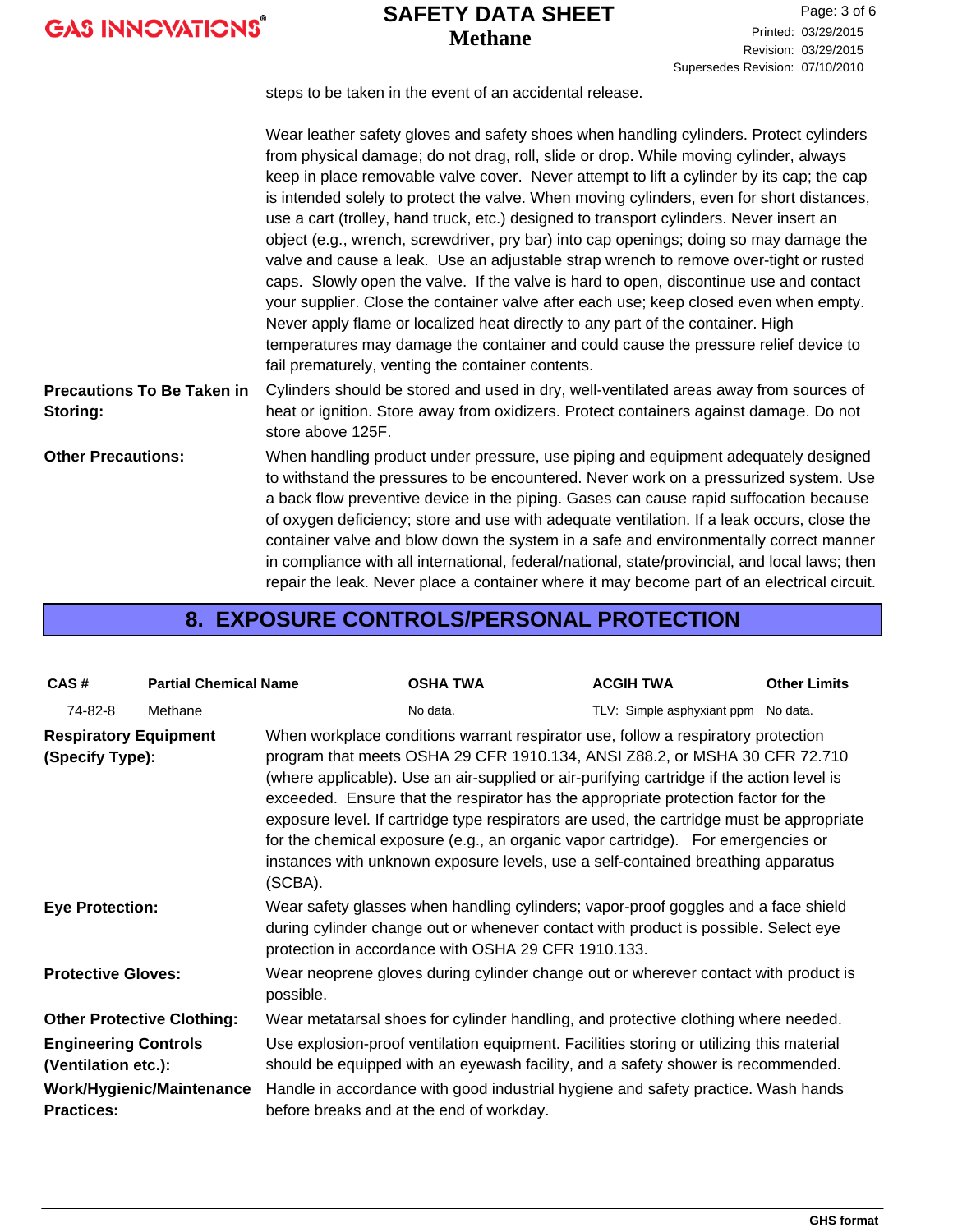steps to be taken in the event of an accidental release.

Wear leather safety gloves and safety shoes when handling cylinders. Protect cylinders from physical damage; do not drag, roll, slide or drop. While moving cylinder, always keep in place removable valve cover. Never attempt to lift a cylinder by its cap; the cap is intended solely to protect the valve. When moving cylinders, even for short distances, use a cart (trolley, hand truck, etc.) designed to transport cylinders. Never insert an object (e.g., wrench, screwdriver, pry bar) into cap openings; doing so may damage the valve and cause a leak. Use an adjustable strap wrench to remove over-tight or rusted caps. Slowly open the valve. If the valve is hard to open, discontinue use and contact your supplier. Close the container valve after each use; keep closed even when empty. Never apply flame or localized heat directly to any part of the container. High temperatures may damage the container and could cause the pressure relief device to fail prematurely, venting the container contents.

**Precautions To Be Taken in Storing:** Cylinders should be stored and used in dry, well-ventilated areas away from sources of heat or ignition. Store away from oxidizers. Protect containers against damage. Do not store above 125F.

**Other Precautions:** When handling product under pressure, use piping and equipment adequately designed to withstand the pressures to be encountered. Never work on a pressurized system. Use a back flow preventive device in the piping. Gases can cause rapid suffocation because of oxygen deficiency; store and use with adequate ventilation. If a leak occurs, close the container valve and blow down the system in a safe and environmentally correct manner in compliance with all international, federal/national, state/provincial, and local laws; then repair the leak. Never place a container where it may become part of an electrical circuit.

## 8. EXPOSURE CONTROLS/PERSONAL PROTECTION

| CAS # | Partial Chemical Name | OSHA TWA | ACGIH TWA | Other Limits |
|---|---|---|---|---|
| 74-82-8 | Methane | No data. | TLV: Simple asphyxiant ppm | No data. |

**Respiratory Equipment (Specify Type):** When workplace conditions warrant respirator use, follow a respiratory protection program that meets OSHA 29 CFR 1910.134, ANSI Z88.2, or MSHA 30 CFR 72.710 (where applicable). Use an air-supplied or air-purifying cartridge if the action level is exceeded. Ensure that the respirator has the appropriate protection factor for the exposure level. If cartridge type respirators are used, the cartridge must be appropriate for the chemical exposure (e.g., an organic vapor cartridge). For emergencies or instances with unknown exposure levels, use a self-contained breathing apparatus (SCBA).

**Eye Protection:** Wear safety glasses when handling cylinders; vapor-proof goggles and a face shield during cylinder change out or whenever contact with product is possible. Select eye protection in accordance with OSHA 29 CFR 1910.133.

**Protective Gloves:** Wear neoprene gloves during cylinder change out or wherever contact with product is possible.

**Other Protective Clothing:** Wear metatarsal shoes for cylinder handling, and protective clothing where needed.

**Engineering Controls (Ventilation etc.):** Use explosion-proof ventilation equipment. Facilities storing or utilizing this material should be equipped with an eyewash facility, and a safety shower is recommended.

**Work/Hygienic/Maintenance Practices:** Handle in accordance with good industrial hygiene and safety practice. Wash hands before breaks and at the end of workday.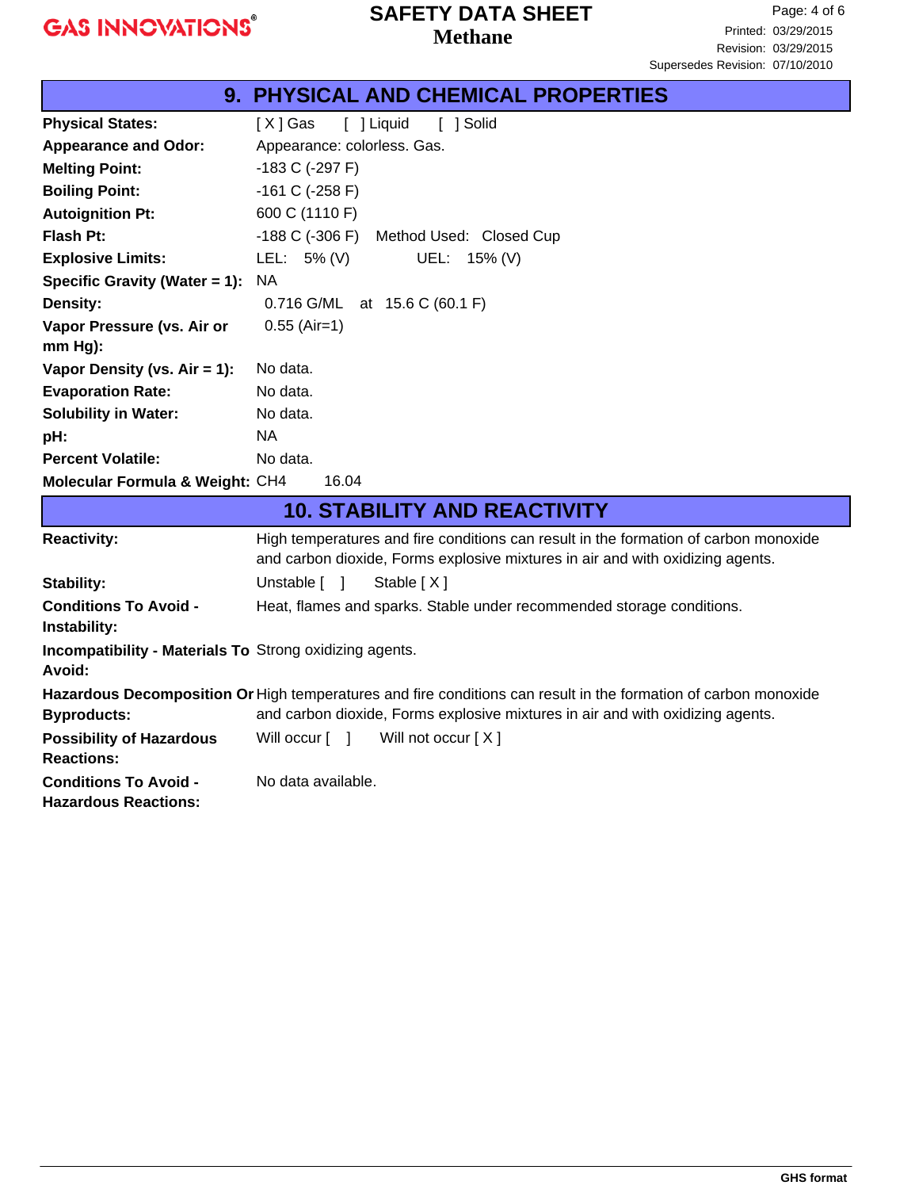## 9. PHYSICAL AND CHEMICAL PROPERTIES

| | |
|---|---|
| **Physical States:** | [ X ] Gas [ ] Liquid [ ] Solid |
| **Appearance and Odor:** | Appearance: colorless. Gas. |
| **Melting Point:** | -183 C (-297 F) |
| **Boiling Point:** | -161 C (-258 F) |
| **Autoignition Pt:** | 600 C (1110 F) |
| **Flash Pt:** | -188 C (-306 F) Method Used: Closed Cup |
| **Explosive Limits:** | LEL: 5% (V) UEL: 15% (V) |
| **Specific Gravity (Water = 1):** | NA |
| **Density:** | 0.716 G/ML at 15.6 C (60.1 F) |
| **Vapor Pressure (vs. Air or mm Hg):** | 0.55 (Air=1) |
| **Vapor Density (vs. Air = 1):** | No data. |
| **Evaporation Rate:** | No data. |
| **Solubility in Water:** | No data. |
| **pH:** | NA |
| **Percent Volatile:** | No data. |
| **Molecular Formula & Weight:** | $CH_4$ 16.04 |

## 10. STABILITY AND REACTIVITY

| | |
|---|---|
| **Reactivity:** | High temperatures and fire conditions can result in the formation of carbon monoxide and carbon dioxide, Forms explosive mixtures in air and with oxidizing agents. |
| **Stability:** | Unstable [ ] Stable [ X ] |
| **Conditions To Avoid - Instability:** | Heat, flames and sparks. Stable under recommended storage conditions. |
| **Incompatibility - Materials To Avoid:** | Strong oxidizing agents. |
| **Hazardous Decomposition Or Byproducts:** | High temperatures and fire conditions can result in the formation of carbon monoxide and carbon dioxide, Forms explosive mixtures in air and with oxidizing agents. |
| **Possibility of Hazardous Reactions:** | Will occur [ ] Will not occur [ X ] |
| **Conditions To Avoid - Hazardous Reactions:** | No data available. |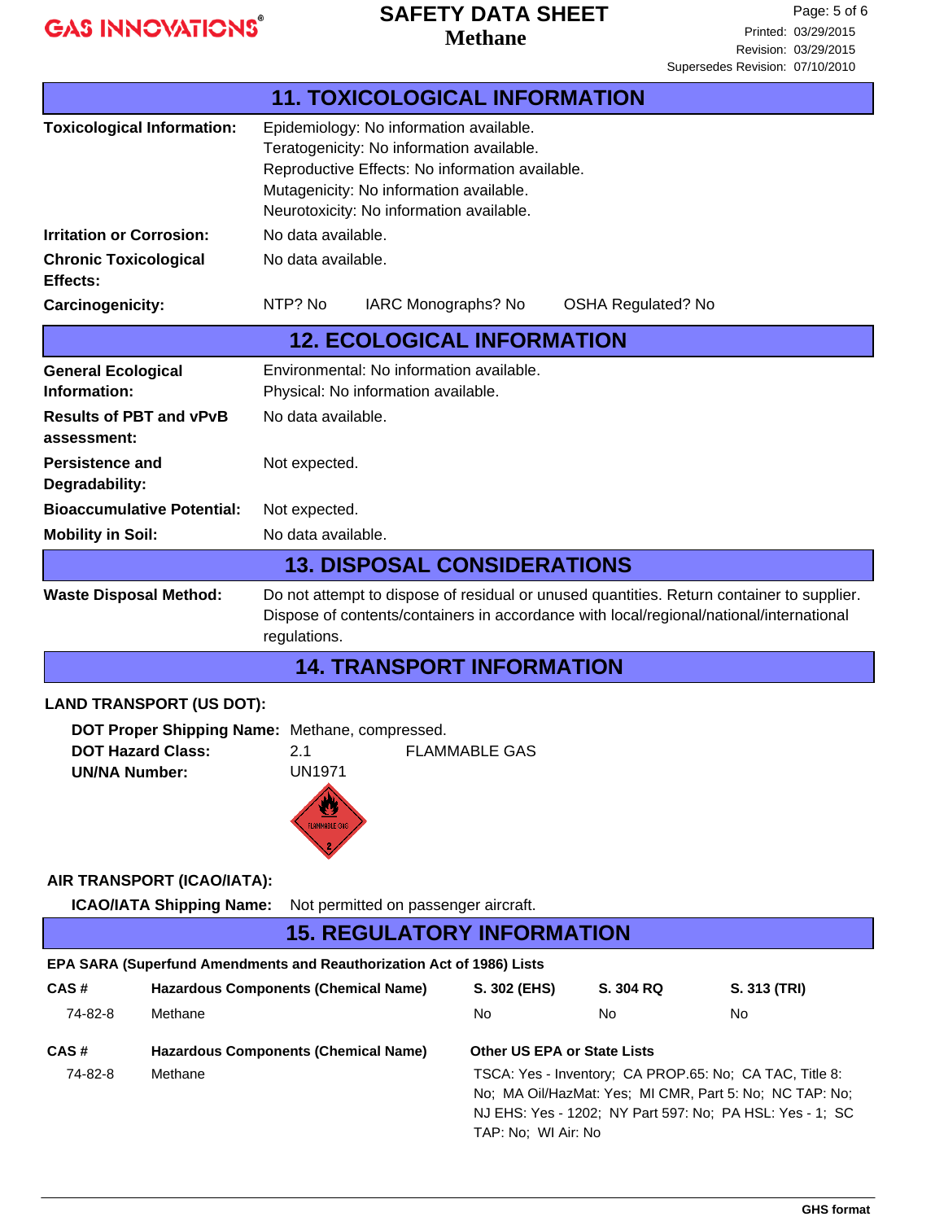## 11. TOXICOLOGICAL INFORMATION

**Toxicological Information:** Epidemiology: No information available.
Teratogenicity: No information available.
Reproductive Effects: No information available.
Mutagenicity: No information available.
Neurotoxicity: No information available.

**Irritation or Corrosion:** No data available.

**Chronic Toxicological Effects:** No data available.

**Carcinogenicity:** NTP? No IARC Monographs? No OSHA Regulated? No

## 12. ECOLOGICAL INFORMATION

**General Ecological Information:** Environmental: No information available.
Physical: No information available.

**Results of PBT and vPvB assessment:** No data available.

**Persistence and Degradability:** Not expected.

**Bioaccumulative Potential:** Not expected.

**Mobility in Soil:** No data available.

## 13. DISPOSAL CONSIDERATIONS

**Waste Disposal Method:** Do not attempt to dispose of residual or unused quantities. Return container to supplier. Dispose of contents/containers in accordance with local/regional/national/international regulations.

## 14. TRANSPORT INFORMATION

**LAND TRANSPORT (US DOT):**

**DOT Proper Shipping Name:** Methane, compressed.
**DOT Hazard Class:** 2.1 FLAMMABLE GAS
**UN/NA Number:** UN1971

**AIR TRANSPORT (ICAO/IATA):**

**ICAO/IATA Shipping Name:** Not permitted on passenger aircraft.

## 15. REGULATORY INFORMATION

**EPA SARA (Superfund Amendments and Reauthorization Act of 1986) Lists**

| CAS # | Hazardous Components (Chemical Name) | S. 302 (EHS) | S. 304 RQ | S. 313 (TRI) |
|---|---|---|---|---|
| 74-82-8 | Methane | No | No | No |

| CAS # | Hazardous Components (Chemical Name) | Other US EPA or State Lists |
|---|---|---|
| 74-82-8 | Methane | TSCA: Yes - Inventory; CA PROP.65: No; CA TAC, Title 8: No; MA Oil/HazMat: Yes; MI CMR, Part 5: No; NC TAP: No; NJ EHS: Yes - 1202; NY Part 597: No; PA HSL: Yes - 1; SC TAP: No; WI Air: No |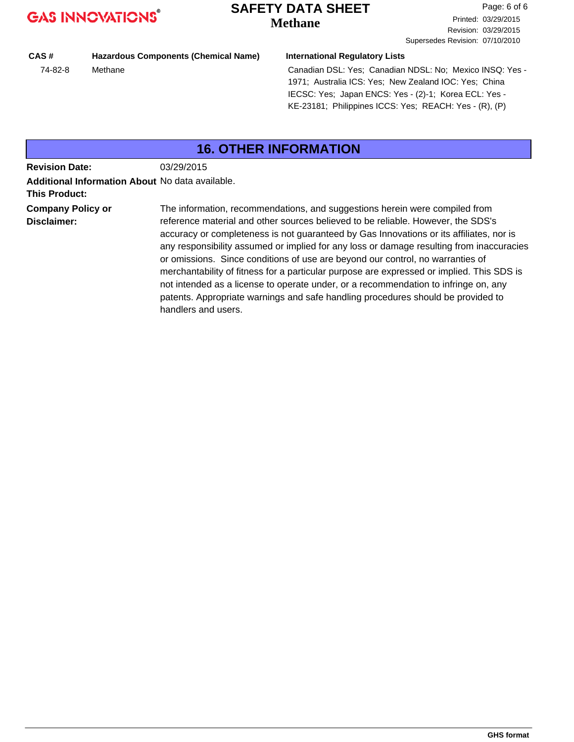| CAS # | Hazardous Components (Chemical Name) | International Regulatory Lists |
|---|---|---|
| 74-82-8 | Methane | Canadian DSL: Yes; Canadian NDSL: No; Mexico INSQ: Yes - 1971; Australia ICS: Yes; New Zealand IOC: Yes; China IECSC: Yes; Japan ENCS: Yes - (2)-1; Korea ECL: Yes - KE-23181; Philippines ICCS: Yes; REACH: Yes - (R), (P) |

## 16. OTHER INFORMATION

**Revision Date:** 03/29/2015

**Additional Information About This Product:** No data available.

**Company Policy or Disclaimer:** The information, recommendations, and suggestions herein were compiled from reference material and other sources believed to be reliable. However, the SDS's accuracy or completeness is not guaranteed by Gas Innovations or its affiliates, nor is any responsibility assumed or implied for any loss or damage resulting from inaccuracies or omissions. Since conditions of use are beyond our control, no warranties of merchantability of fitness for a particular purpose are expressed or implied. This SDS is not intended as a license to operate under, or a recommendation to infringe on, any patents. Appropriate warnings and safe handling procedures should be provided to handlers and users.